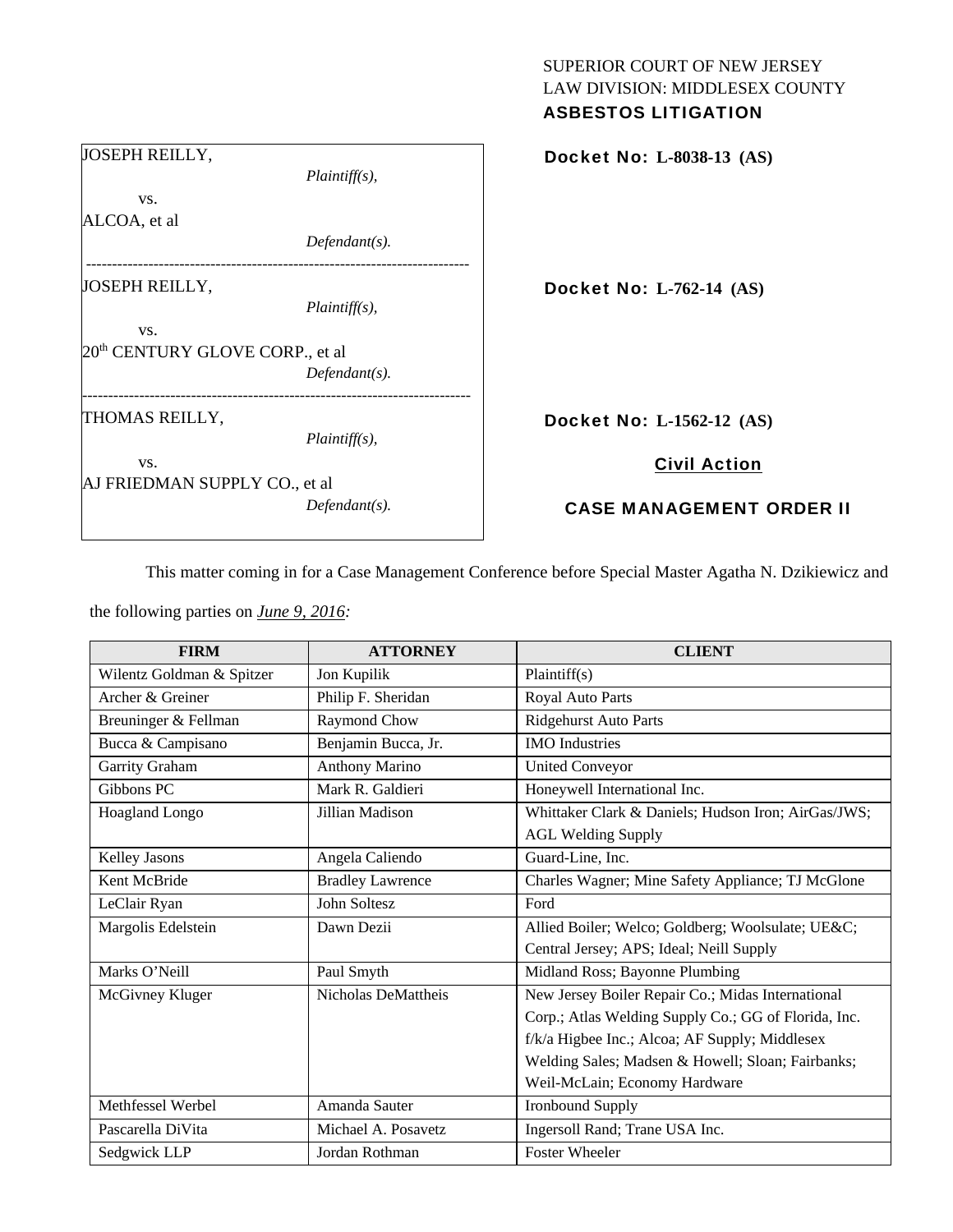SUPERIOR COURT OF NEW JERSEY
LAW DIVISION: MIDDLESEX COUNTY
**ASBESTOS LITIGATION**

JOSEPH REILLY,
*Plaintiff(s),*
vs.
ALCOA, et al
*Defendant(s).*

**Docket No: L-8038-13 (AS)**

---

JOSEPH REILLY,
*Plaintiff(s),*
vs.
20th CENTURY GLOVE CORP., et al
*Defendant(s).*

**Docket No: L-762-14 (AS)**

---

THOMAS REILLY,
*Plaintiff(s),*
vs.
AJ FRIEDMAN SUPPLY CO., et al
*Defendant(s).*

**Docket No: L-1562-12 (AS)**

**Civil Action**

**CASE MANAGEMENT ORDER II**

This matter coming in for a Case Management Conference before Special Master Agatha N. Dzikiewicz and the following parties on ***June 9, 2016:***

| FIRM | ATTORNEY | CLIENT |
|---|---|---|
| Wilentz Goldman & Spitzer | Jon Kupilik | Plaintiff(s) |
| Archer & Greiner | Philip F. Sheridan | Royal Auto Parts |
| Breuninger & Fellman | Raymond Chow | Ridgehurst Auto Parts |
| Bucca & Campisano | Benjamin Bucca, Jr. | IMO Industries |
| Garrity Graham | Anthony Marino | United Conveyor |
| Gibbons PC | Mark R. Galdieri | Honeywell International Inc. |
| Hoagland Longo | Jillian Madison | Whittaker Clark & Daniels; Hudson Iron; AirGas/JWS; AGL Welding Supply |
| Kelley Jasons | Angela Caliendo | Guard-Line, Inc. |
| Kent McBride | Bradley Lawrence | Charles Wagner; Mine Safety Appliance; TJ McGlone |
| LeClair Ryan | John Soltesz | Ford |
| Margolis Edelstein | Dawn Dezii | Allied Boiler; Welco; Goldberg; Woolsulate; UE&C; Central Jersey; APS; Ideal; Neill Supply |
| Marks O'Neill | Paul Smyth | Midland Ross; Bayonne Plumbing |
| McGivney Kluger | Nicholas DeMattheis | New Jersey Boiler Repair Co.; Midas International Corp.; Atlas Welding Supply Co.; GG of Florida, Inc. f/k/a Higbee Inc.; Alcoa; AF Supply; Middlesex Welding Sales; Madsen & Howell; Sloan; Fairbanks; Weil-McLain; Economy Hardware |
| Methfessel Werbel | Amanda Sauter | Ironbound Supply |
| Pascarella DiVita | Michael A. Posavetz | Ingersoll Rand; Trane USA Inc. |
| Sedgwick LLP | Jordan Rothman | Foster Wheeler |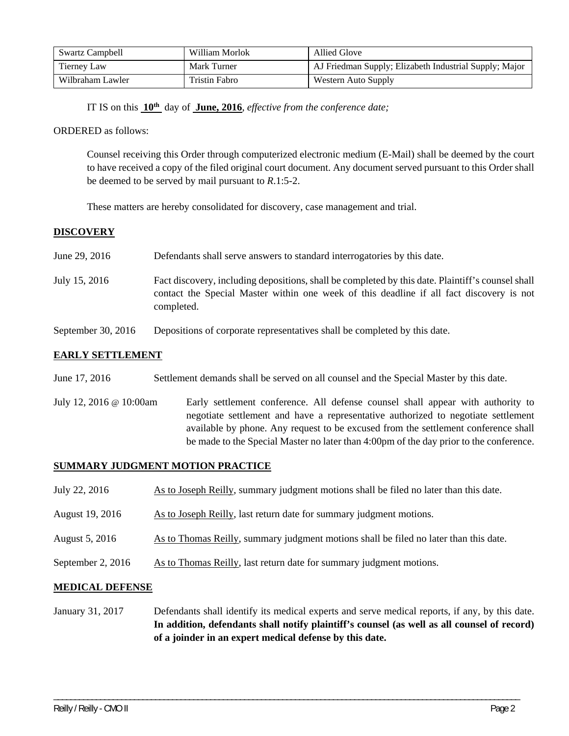| Swartz Campbell | William Morlok | Allied Glove |
|---|---|---|
| Tierney Law | Mark Turner | AJ Friedman Supply; Elizabeth Industrial Supply; Major |
| Wilbraham Lawler | Tristin Fabro | Western Auto Supply |

IT IS on this **10th** day of **June, 2016**, *effective from the conference date;*

ORDERED as follows:

Counsel receiving this Order through computerized electronic medium (E-Mail) shall be deemed by the court to have received a copy of the filed original court document. Any document served pursuant to this Order shall be deemed to be served by mail pursuant to *R*.1:5-2.

These matters are hereby consolidated for discovery, case management and trial.

## DISCOVERY

June 29, 2016 — Defendants shall serve answers to standard interrogatories by this date.

July 15, 2016 — Fact discovery, including depositions, shall be completed by this date. Plaintiff's counsel shall contact the Special Master within one week of this deadline if all fact discovery is not completed.

September 30, 2016 — Depositions of corporate representatives shall be completed by this date.

## EARLY SETTLEMENT

June 17, 2016 — Settlement demands shall be served on all counsel and the Special Master by this date.

July 12, 2016 @ 10:00am — Early settlement conference. All defense counsel shall appear with authority to negotiate settlement and have a representative authorized to negotiate settlement available by phone. Any request to be excused from the settlement conference shall be made to the Special Master no later than 4:00pm of the day prior to the conference.

## SUMMARY JUDGMENT MOTION PRACTICE

July 22, 2016 — As to Joseph Reilly, summary judgment motions shall be filed no later than this date.

August 19, 2016 — As to Joseph Reilly, last return date for summary judgment motions.

August 5, 2016 — As to Thomas Reilly, summary judgment motions shall be filed no later than this date.

September 2, 2016 — As to Thomas Reilly, last return date for summary judgment motions.

## MEDICAL DEFENSE

January 31, 2017 — Defendants shall identify its medical experts and serve medical reports, if any, by this date. **In addition, defendants shall notify plaintiff's counsel (as well as all counsel of record) of a joinder in an expert medical defense by this date.**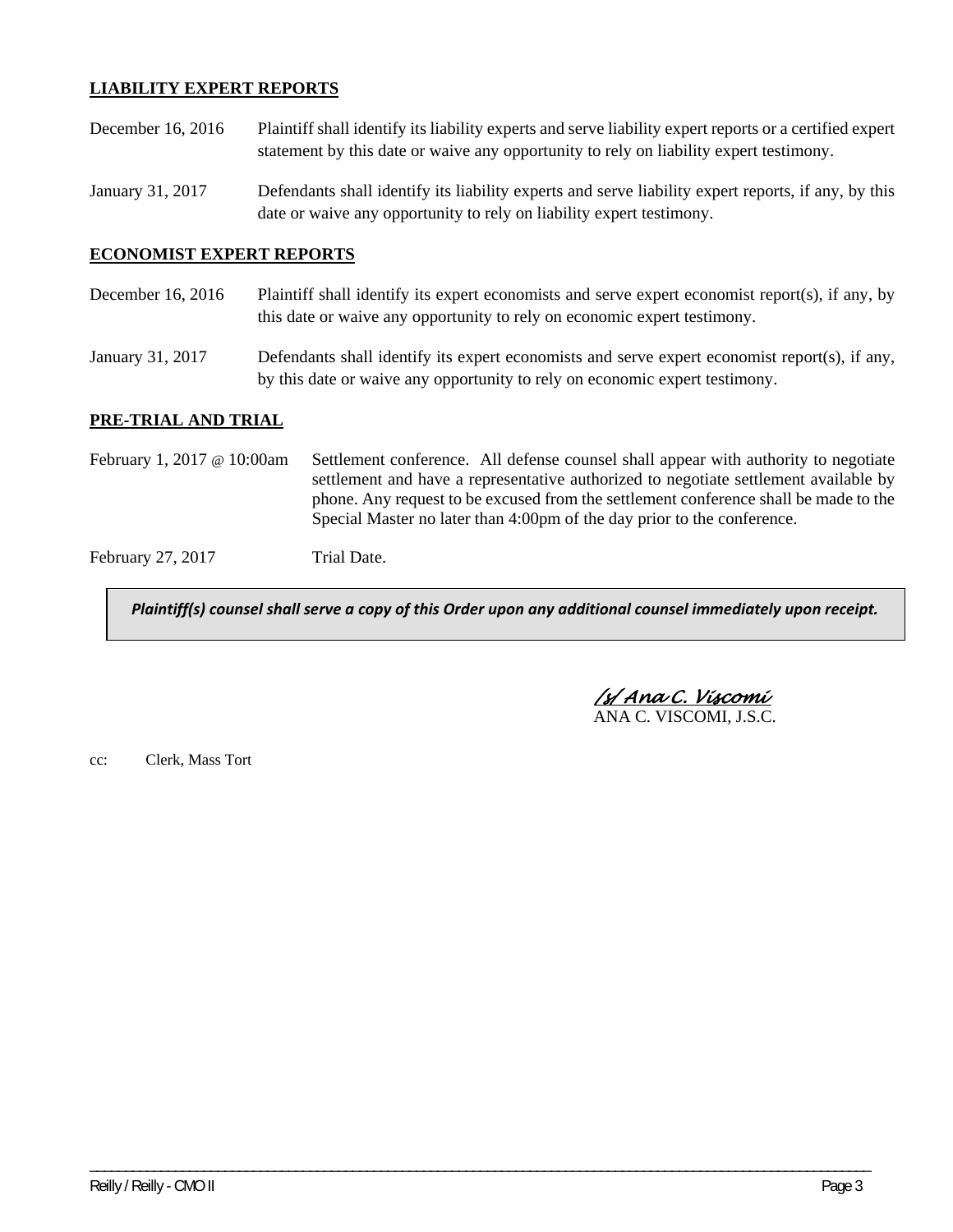**LIABILITY EXPERT REPORTS**

| | |
|---|---|
| December 16, 2016 | Plaintiff shall identify its liability experts and serve liability expert reports or a certified expert statement by this date or waive any opportunity to rely on liability expert testimony. |
| January 31, 2017 | Defendants shall identify its liability experts and serve liability expert reports, if any, by this date or waive any opportunity to rely on liability expert testimony. |

**ECONOMIST EXPERT REPORTS**

| | |
|---|---|
| December 16, 2016 | Plaintiff shall identify its expert economists and serve expert economist report(s), if any, by this date or waive any opportunity to rely on economic expert testimony. |
| January 31, 2017 | Defendants shall identify its expert economists and serve expert economist report(s), if any, by this date or waive any opportunity to rely on economic expert testimony. |

**PRE-TRIAL AND TRIAL**

| | |
|---|---|
| February 1, 2017 @ 10:00am | Settlement conference. All defense counsel shall appear with authority to negotiate settlement and have a representative authorized to negotiate settlement available by phone. Any request to be excused from the settlement conference shall be made to the Special Master no later than 4:00pm of the day prior to the conference. |
| February 27, 2017 | Trial Date. |

***Plaintiff(s) counsel shall serve a copy of this Order upon any additional counsel immediately upon receipt.***

*/s/ Ana C. Viscomi*
ANA C. VISCOMI, J.S.C.

cc: Clerk, Mass Tort